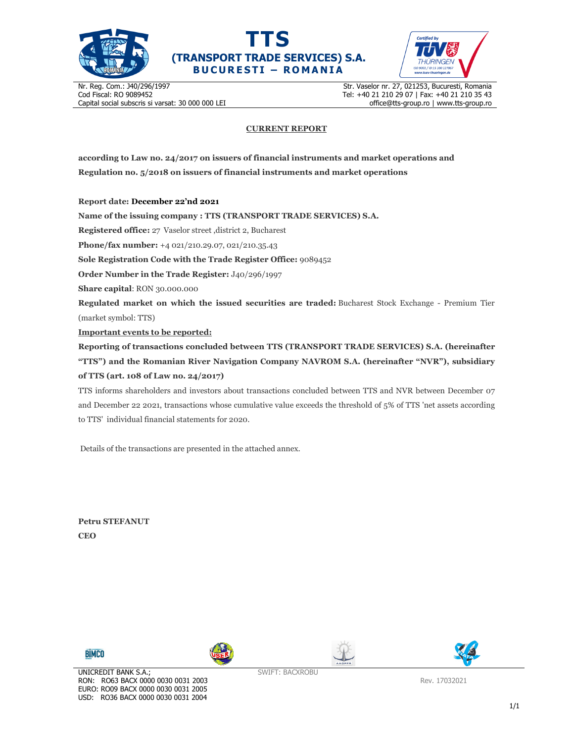# TTS
## (TRANSPORT TRADE SERVICES) S.A.
**BUCURESTI – ROMANIA**

Nr. Reg. Com.: J40/296/1997
Cod Fiscal: RO 9089452
Capital social subscris si varsat: 30 000 000 LEI

Str. Vaselor nr. 27, 021253, Bucuresti, Romania
Tel: +40 21 210 29 07 | Fax: +40 21 210 35 43
office@tts-group.ro | www.tts-group.ro

**CURRENT REPORT**

**according to Law no. 24/2017 on issuers of financial instruments and market operations and Regulation no. 5/2018 on issuers of financial instruments and market operations**

**Report date: December 22'nd 2021**

**Name of the issuing company : TTS (TRANSPORT TRADE SERVICES) S.A.**

**Registered office:** 27 Vaselor street ,district 2, Bucharest

**Phone/fax number:** +4 021/210.29.07, 021/210.35.43

**Sole Registration Code with the Trade Register Office:** 9089452

**Order Number in the Trade Register:** J40/296/1997

**Share capital**: RON 30.000.000

**Regulated market on which the issued securities are traded:** Bucharest Stock Exchange - Premium Tier (market symbol: TTS)

**Important events to be reported:**

**Reporting of transactions concluded between TTS (TRANSPORT TRADE SERVICES) S.A. (hereinafter "TTS") and the Romanian River Navigation Company NAVROM S.A. (hereinafter "NVR"), subsidiary of TTS (art. 108 of Law no. 24/2017)**

TTS informs shareholders and investors about transactions concluded between TTS and NVR between December 07 and December 22 2021, transactions whose cumulative value exceeds the threshold of 5% of TTS 'net assets according to TTS' individual financial statements for 2020.

Details of the transactions are presented in the attached annex.

**Petru STEFANUT**
**CEO**

UNICREDIT BANK S.A.;
RON: RO63 BACX 0000 0030 0031 2003
EURO: RO09 BACX 0000 0030 0031 2005
USD: RO36 BACX 0000 0030 0031 2004

SWIFT: BACXROBU

Rev. 17032021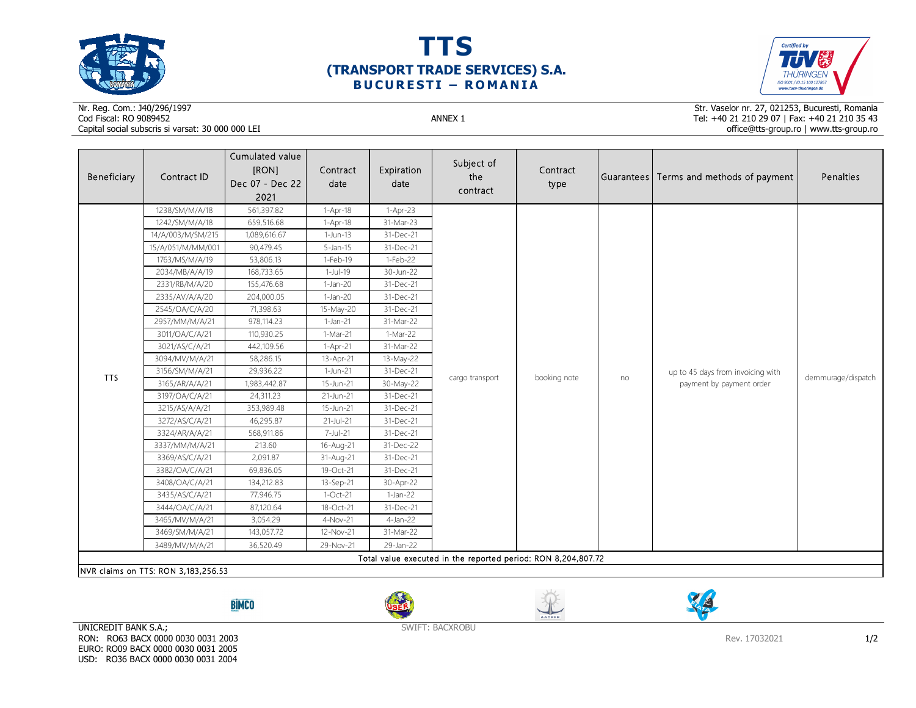# TTS
## (TRANSPORT TRADE SERVICES) S.A.
### BUCURESTI – ROMANIA

Nr. Reg. Com.: J40/296/1997
Cod Fiscal: RO 9089452
Capital social subscris si varsat: 30 000 000 LEI

ANNEX 1

Str. Vaselor nr. 27, 021253, Bucuresti, Romania
Tel: +40 21 210 29 07 | Fax: +40 21 210 35 43
office@tts-group.ro | www.tts-group.ro

| Beneficiary | Contract ID | Cumulated value [RON] Dec 07 - Dec 22 2021 | Contract date | Expiration date | Subject of the contract | Contract type | Guarantees | Terms and methods of payment | Penalties |
|---|---|---|---|---|---|---|---|---|---|
| TTS | 1238/SM/M/A/18 | 561,397.82 | 1-Apr-18 | 1-Apr-23 | cargo transport | booking note | no | up to 45 days from invoicing with payment by payment order | demmurage/dispatch |
| | 1242/SM/M/A/18 | 659,516.68 | 1-Apr-18 | 31-Mar-23 | | | | | |
| | 14/A/003/M/SM/215 | 1,089,616.67 | 1-Jun-13 | 31-Dec-21 | | | | | |
| | 15/A/051/M/MM/001 | 90,479.45 | 5-Jan-15 | 31-Dec-21 | | | | | |
| | 1763/MS/M/A/19 | 53,806.13 | 1-Feb-19 | 1-Feb-22 | | | | | |
| | 2034/MB/A/A/19 | 168,733.65 | 1-Jul-19 | 30-Jun-22 | | | | | |
| | 2331/RB/M/A/20 | 155,476.68 | 1-Jan-20 | 31-Dec-21 | | | | | |
| | 2335/AV/A/A/20 | 204,000.05 | 1-Jan-20 | 31-Dec-21 | | | | | |
| | 2545/OA/C/A/20 | 71,398.63 | 15-May-20 | 31-Dec-21 | | | | | |
| | 2957/MM/M/A/21 | 978,114.23 | 1-Jan-21 | 31-Mar-22 | | | | | |
| | 3011/OA/C/A/21 | 110,930.25 | 1-Mar-21 | 1-Mar-22 | | | | | |
| | 3021/AS/C/A/21 | 442,109.56 | 1-Apr-21 | 31-Mar-22 | | | | | |
| | 3094/MV/M/A/21 | 58,286.15 | 13-Apr-21 | 13-May-22 | | | | | |
| | 3156/SM/M/A/21 | 29,936.22 | 1-Jun-21 | 31-Dec-21 | | | | | |
| | 3165/AR/A/A/21 | 1,983,442.87 | 15-Jun-21 | 30-May-22 | | | | | |
| | 3197/OA/C/A/21 | 24,311.23 | 21-Jun-21 | 31-Dec-21 | | | | | |
| | 3215/AS/A/A/21 | 353,989.48 | 15-Jun-21 | 31-Dec-21 | | | | | |
| | 3272/AS/C/A/21 | 46,295.87 | 21-Jul-21 | 31-Dec-21 | | | | | |
| | 3324/AR/A/A/21 | 568,911.86 | 7-Jul-21 | 31-Dec-21 | | | | | |
| | 3337/MM/M/A/21 | 213.60 | 16-Aug-21 | 31-Dec-22 | | | | | |
| | 3369/AS/C/A/21 | 2,091.87 | 31-Aug-21 | 31-Dec-21 | | | | | |
| | 3382/OA/C/A/21 | 69,836.05 | 19-Oct-21 | 31-Dec-21 | | | | | |
| | 3408/OA/C/A/21 | 134,212.83 | 13-Sep-21 | 30-Apr-22 | | | | | |
| | 3435/AS/C/A/21 | 77,946.75 | 1-Oct-21 | 1-Jan-22 | | | | | |
| | 3444/OA/C/A/21 | 87,120.64 | 18-Oct-21 | 31-Dec-21 | | | | | |
| | 3465/MV/M/A/21 | 3,054.29 | 4-Nov-21 | 4-Jan-22 | | | | | |
| | 3469/SM/M/A/21 | 143,057.72 | 12-Nov-21 | 31-Mar-22 | | | | | |
| | 3489/MV/M/A/21 | 36,520.49 | 29-Nov-21 | 29-Jan-22 | | | | | |
| Total value executed in the reported period: RON 8,204,807.72 | | | | | | | | | |

NVR claims on TTS: RON 3,183,256.53

UNICREDIT BANK S.A.;
RON: RO63 BACX 0000 0030 0031 2003
EURO: RO09 BACX 0000 0030 0031 2005
USD: RO36 BACX 0000 0030 0031 2004

SWIFT: BACXROBU

Rev. 17032021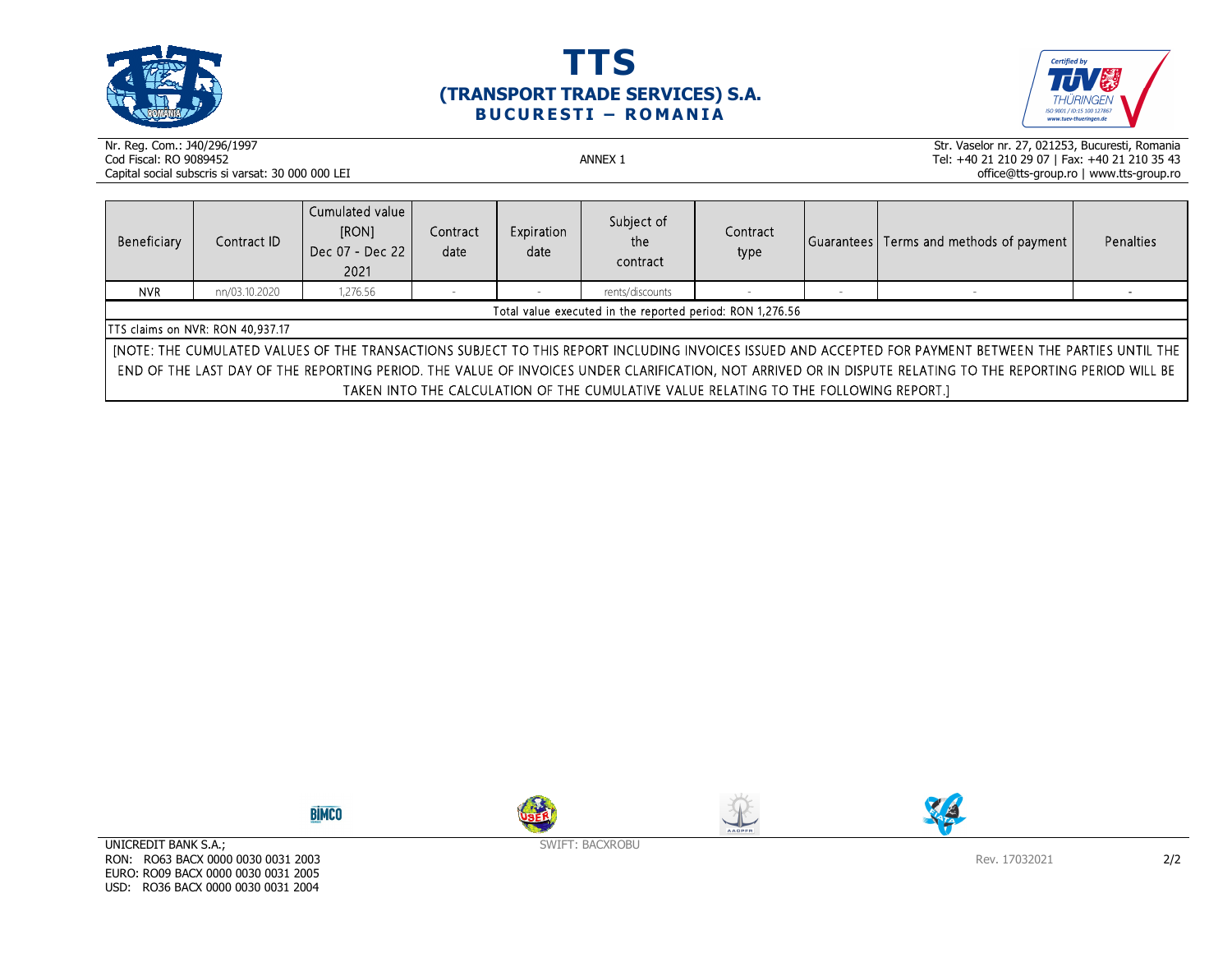ANNEX 1

| Beneficiary | Contract ID | Cumulated value [RON] Dec 07 - Dec 22 2021 | Contract date | Expiration date | Subject of the contract | Contract type | Guarantees | Terms and methods of payment | Penalties |
|---|---|---|---|---|---|---|---|---|---|
| NVR | nn/03.10.2020 | 1,276.56 | - | - | rents/discounts | - | - | - | - |
| Total value executed in the reported period: RON 1,276.56 | | | | | | | | | |
| TTS claims on NVR: RON 40,937.17 | | | | | | | | | |
| [NOTE: THE CUMULATED VALUES OF THE TRANSACTIONS SUBJECT TO THIS REPORT INCLUDING INVOICES ISSUED AND ACCEPTED FOR PAYMENT BETWEEN THE PARTIES UNTIL THE END OF THE LAST DAY OF THE REPORTING PERIOD. THE VALUE OF INVOICES UNDER CLARIFICATION, NOT ARRIVED OR IN DISPUTE RELATING TO THE REPORTING PERIOD WILL BE TAKEN INTO THE CALCULATION OF THE CUMULATIVE VALUE RELATING TO THE FOLLOWING REPORT.] | | | | | | | | | |